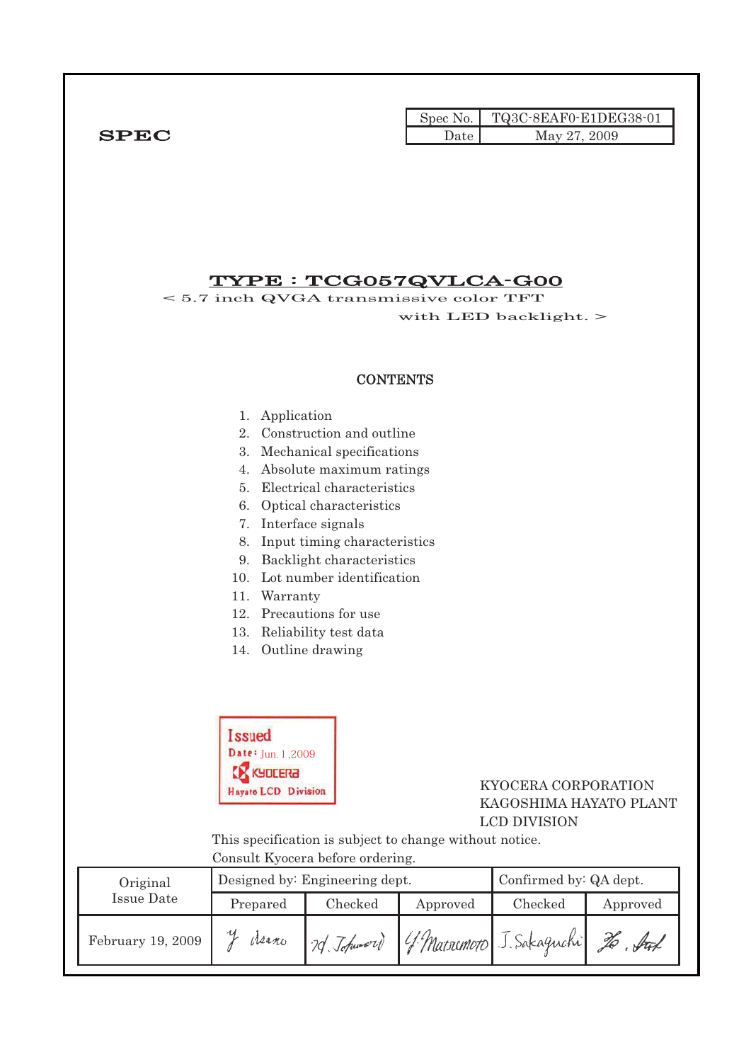**SPEC**

| Spec No. | TQ3C-8EAF0-E1DEG38-01 |
|---|---|
| Date | May 27, 2009 |

# TYPE : TCG057QVLCA-G00

< 5.7 inch QVGA transmissive color TFT with LED backlight. >

## CONTENTS

1. Application
2. Construction and outline
3. Mechanical specifications
4. Absolute maximum ratings
5. Electrical characteristics
6. Optical characteristics
7. Interface signals
8. Input timing characteristics
9. Backlight characteristics
10. Lot number identification
11. Warranty
12. Precautions for use
13. Reliability test data
14. Outline drawing

Issued
Date: Jun. 1 ,2009
KYOCERA
Hayato LCD Division

KYOCERA CORPORATION
KAGOSHIMA HAYATO PLANT
LCD DIVISION

This specification is subject to change without notice.
Consult Kyocera before ordering.

| Original Issue Date | Designed by: Engineering dept. | | | Confirmed by: QA dept. | |
|---|---|---|---|---|---|
| | Prepared | Checked | Approved | Checked | Approved |
| February 19, 2009 | Y. Asano | M. Tokumori | Y. Matsumoto | J. Sakaguchi | Ho. Fut |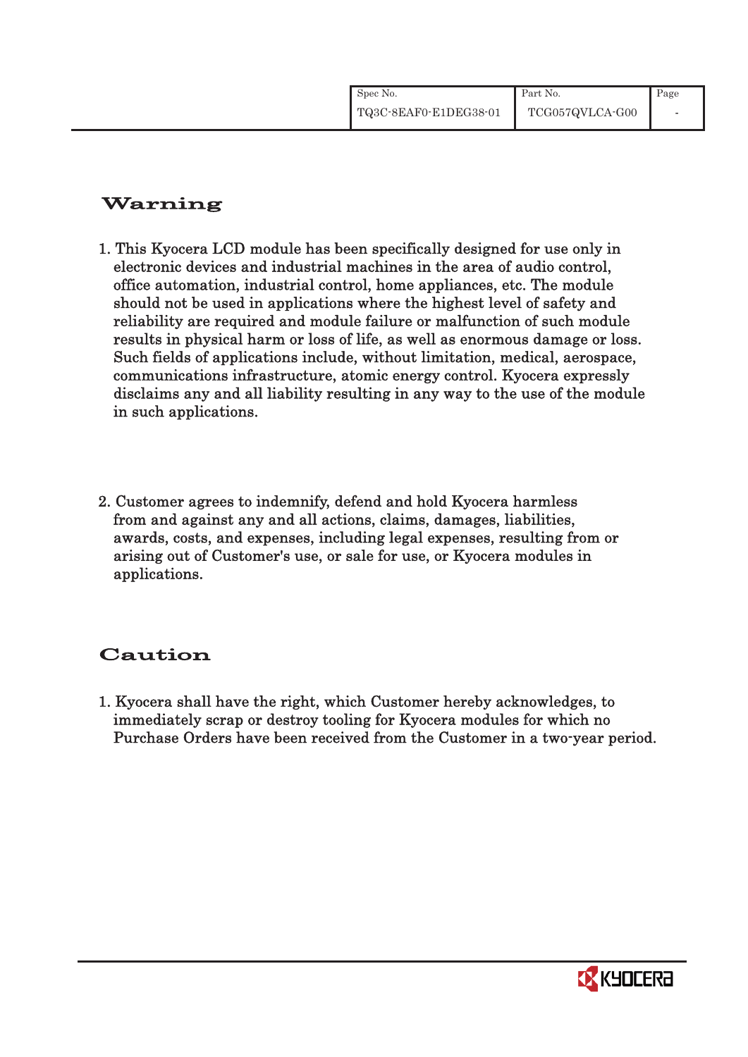## Warning

1. This Kyocera LCD module has been specifically designed for use only in electronic devices and industrial machines in the area of audio control, office automation, industrial control, home appliances, etc. The module should not be used in applications where the highest level of safety and reliability are required and module failure or malfunction of such module results in physical harm or loss of life, as well as enormous damage or loss. Such fields of applications include, without limitation, medical, aerospace, communications infrastructure, atomic energy control. Kyocera expressly disclaims any and all liability resulting in any way to the use of the module in such applications.

2. Customer agrees to indemnify, defend and hold Kyocera harmless from and against any and all actions, claims, damages, liabilities, awards, costs, and expenses, including legal expenses, resulting from or arising out of Customer's use, or sale for use, or Kyocera modules in applications.

## Caution

1. Kyocera shall have the right, which Customer hereby acknowledges, to immediately scrap or destroy tooling for Kyocera modules for which no Purchase Orders have been received from the Customer in a two-year period.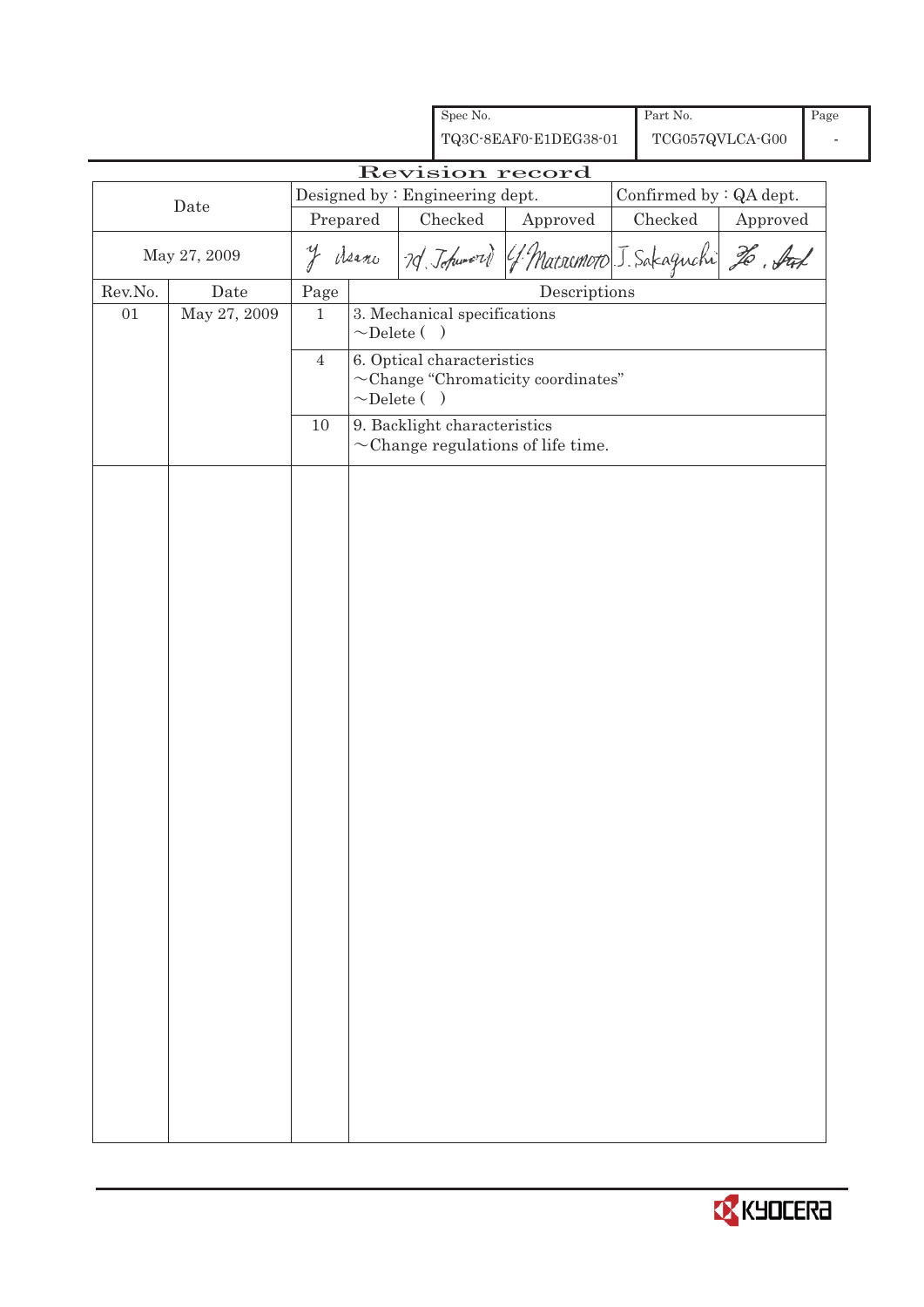| Spec No. | Part No. | Page |
|---|---|---|
| TQ3C-8EAF0-E1DEG38-01 | TCG057QVLCA-G00 | - |

# Revision record

| Date | Designed by : Engineering dept. | | | Confirmed by : QA dept. | |
|---|---|---|---|---|---|
| | Prepared | Checked | Approved | Checked | Approved |
| May 27, 2009 | Y. Asano | M. Tokumori | Y. Matsumoto | J. Sakaguchi | Ko. Ito |

| Rev.No. | Date | Page | Descriptions |
|---|---|---|---|
| 01 | May 27, 2009 | 1 | 3. Mechanical specifications<br>~Delete ( ) |
| | | 4 | 6. Optical characteristics<br>~Change "Chromaticity coordinates"<br>~Delete ( ) |
| | | 10 | 9. Backlight characteristics<br>~Change regulations of life time. |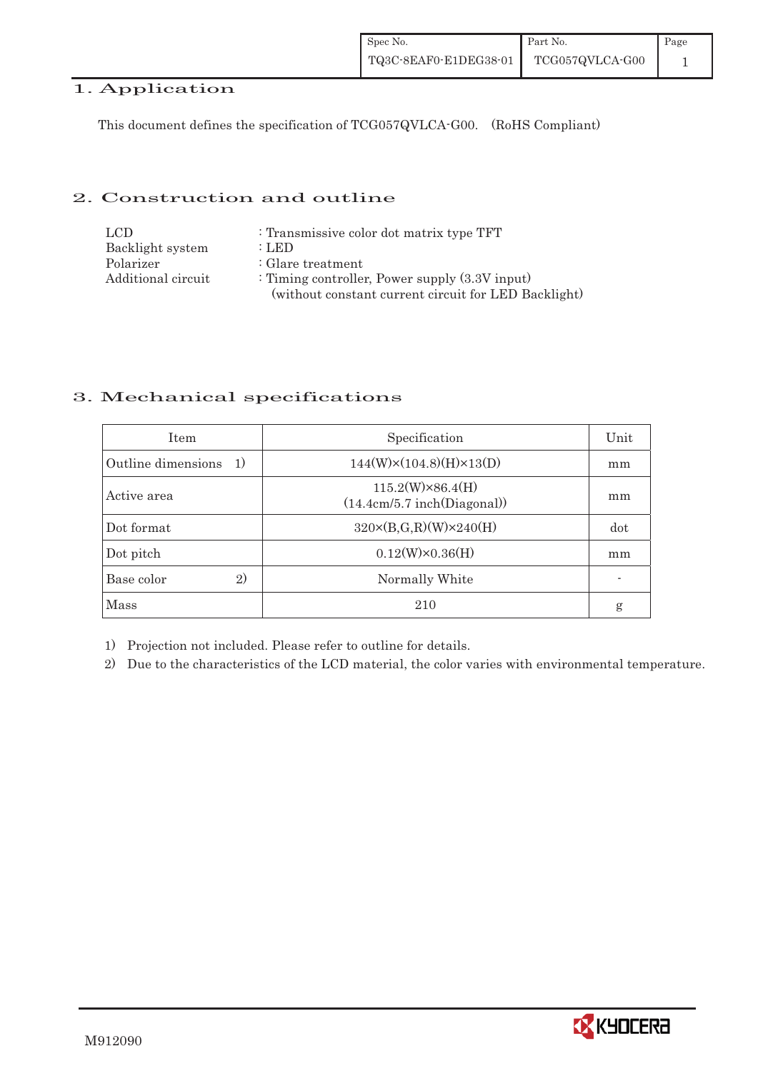## 1. Application

This document defines the specification of TCG057QVLCA-G00. (RoHS Compliant)

## 2. Construction and outline

| | |
|---|---|
| LCD | : Transmissive color dot matrix type TFT |
| Backlight system | : LED |
| Polarizer | : Glare treatment |
| Additional circuit | : Timing controller, Power supply (3.3V input) (without constant current circuit for LED Backlight) |

## 3. Mechanical specifications

| Item | Specification | Unit |
|---|---|---|
| Outline dimensions 1) | 144(W)×(104.8)(H)×13(D) | mm |
| Active area | 115.2(W)×86.4(H) (14.4cm/5.7 inch(Diagonal)) | mm |
| Dot format | 320×(B,G,R)(W)×240(H) | dot |
| Dot pitch | 0.12(W)×0.36(H) | mm |
| Base color 2) | Normally White | - |
| Mass | 210 | g |

1) Projection not included. Please refer to outline for details.

2) Due to the characteristics of the LCD material, the color varies with environmental temperature.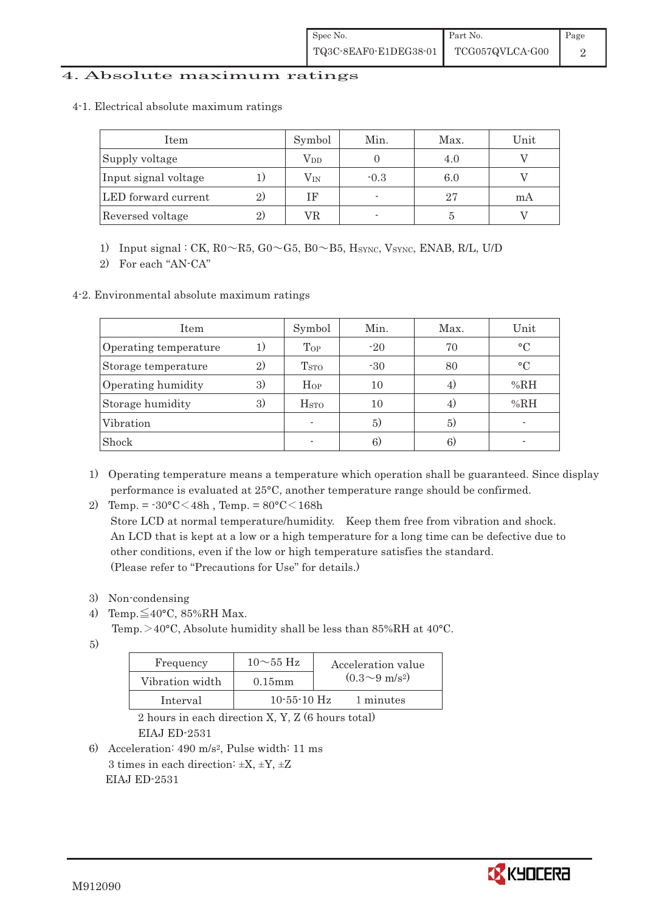## 4. Absolute maximum ratings

### 4-1. Electrical absolute maximum ratings

| Item | | Symbol | Min. | Max. | Unit |
|---|---|---|---|---|---|
| Supply voltage | | $V_{DD}$ | 0 | 4.0 | V |
| Input signal voltage | 1) | $V_{IN}$ | -0.3 | 6.0 | V |
| LED forward current | 2) | IF | - | 27 | mA |
| Reversed voltage | 2) | VR | - | 5 | V |

1) Input signal : CK, R0～R5, G0～G5, B0～B5, $H_{SYNC}$, $V_{SYNC}$, ENAB, R/L, U/D
2) For each "AN-CA"

### 4-2. Environmental absolute maximum ratings

| Item | | Symbol | Min. | Max. | Unit |
|---|---|---|---|---|---|
| Operating temperature | 1) | $T_{OP}$ | -20 | 70 | °C |
| Storage temperature | 2) | $T_{STO}$ | -30 | 80 | °C |
| Operating humidity | 3) | $H_{OP}$ | 10 | 4) | %RH |
| Storage humidity | 3) | $H_{STO}$ | 10 | 4) | %RH |
| Vibration | | - | 5) | 5) | - |
| Shock | | - | 6) | 6) | - |

1) Operating temperature means a temperature which operation shall be guaranteed. Since display performance is evaluated at 25°C, another temperature range should be confirmed.
2) Temp. = -30°C＜48h , Temp. = 80°C＜168h
   Store LCD at normal temperature/humidity. Keep them free from vibration and shock.
   An LCD that is kept at a low or a high temperature for a long time can be defective due to other conditions, even if the low or high temperature satisfies the standard.
   (Please refer to "Precautions for Use" for details.)
3) Non-condensing
4) Temp.≦40°C, 85%RH Max.
   Temp.＞40°C, Absolute humidity shall be less than 85%RH at 40°C.
5)

| Frequency | 10～55 Hz | Acceleration value ($0.3 \sim 9\ m/s^2$) |
|---|---|---|
| Vibration width | 0.15mm | |
| Interval | 10-55-10 Hz | 1 minutes |

   2 hours in each direction X, Y, Z (6 hours total)
   EIAJ ED-2531
6) Acceleration: 490 $m/s^2$, Pulse width: 11 ms
   3 times in each direction: ±X, ±Y, ±Z
   EIAJ ED-2531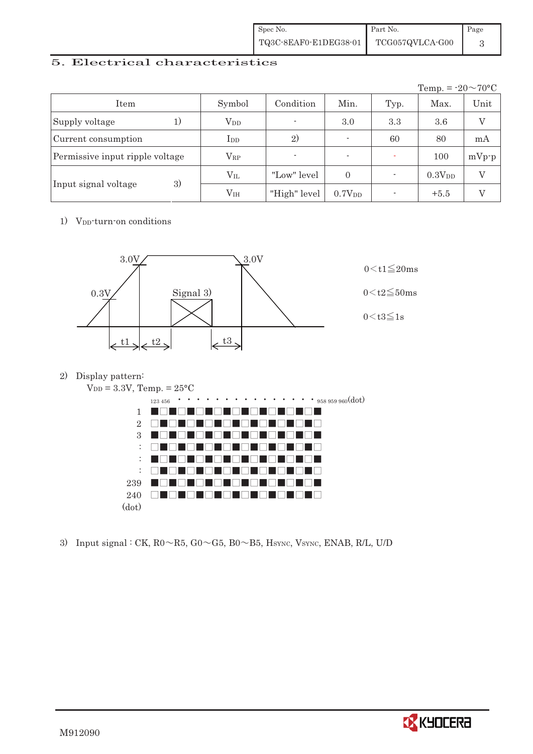## 5. Electrical characteristics

Temp. = -20～70°C

| Item | | Symbol | Condition | Min. | Typ. | Max. | Unit |
|---|---|---|---|---|---|---|---|
| Supply voltage | 1) | $V_{DD}$ | - | 3.0 | 3.3 | 3.6 | V |
| Current consumption | | $I_{DD}$ | 2) | - | 60 | 80 | mA |
| Permissive input ripple voltage | | $V_{RP}$ | - | - | - | 100 | mVp-p |
| Input signal voltage | 3) | $V_{IL}$ | "Low" level | 0 | - | $0.3V_{DD}$ | V |
| | | $V_{IH}$ | "High" level | $0.7V_{DD}$ | - | +5.5 | V |

1) $V_{DD}$-turn-on conditions

3.0V, 0.3V, Signal 3), 3.0V, t1, t2, t3

$0 < t1 \leqq 20ms$

$0 < t2 \leqq 50ms$

$0 < t3 \leqq 1s$

2) Display pattern:

$V_{DD}$ = 3.3V, Temp. = 25°C

123 456 · · · · · · · · · · · · · · 958 959 960(dot)

1, 2, 3, :, :, :, 239, 240 (dot)

3) Input signal : CK, R0～R5, G0～G5, B0～B5, $H_{SYNC}$, $V_{SYNC}$, ENAB, R/L, U/D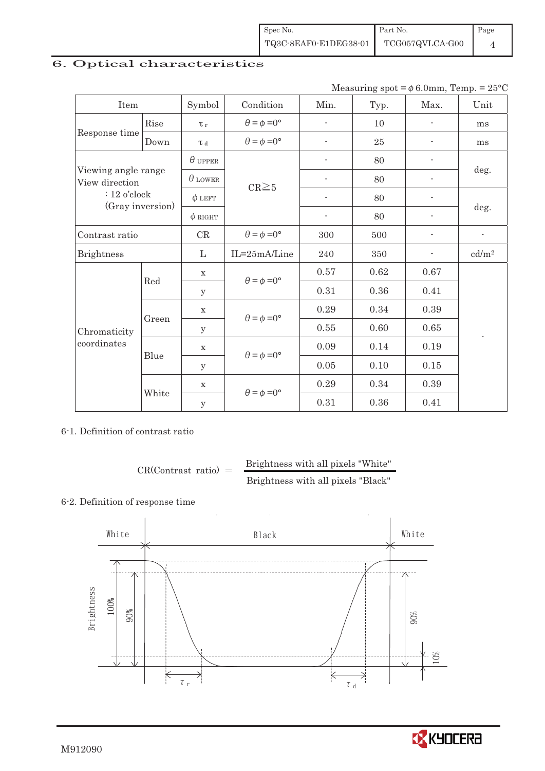## 6. Optical characteristics

Measuring spot = $\phi$ 6.0mm, Temp. = 25°C

| Item | | Symbol | Condition | Min. | Typ. | Max. | Unit |
|---|---|---|---|---|---|---|---|
| Response time | Rise | $\tau_r$ | $\theta = \phi = 0°$ | - | 10 | - | ms |
| | Down | $\tau_d$ | $\theta = \phi = 0°$ | - | 25 | - | ms |
| Viewing angle range View direction : 12 o'clock (Gray inversion) | | $\theta$ UPPER | CR≧5 | - | 80 | - | deg. |
| | | $\theta$ LOWER | | - | 80 | - | |
| | | $\phi$ LEFT | | - | 80 | - | deg. |
| | | $\phi$ RIGHT | | - | 80 | - | |
| Contrast ratio | | CR | $\theta = \phi = 0°$ | 300 | 500 | - | - |
| Brightness | | L | IL=25mA/Line | 240 | 350 | - | cd/m² |
| Chromaticity coordinates | Red | x | $\theta = \phi = 0°$ | 0.57 | 0.62 | 0.67 | - |
| | | y | | 0.31 | 0.36 | 0.41 | |
| | Green | x | $\theta = \phi = 0°$ | 0.29 | 0.34 | 0.39 | |
| | | y | | 0.55 | 0.60 | 0.65 | |
| | Blue | x | $\theta = \phi = 0°$ | 0.09 | 0.14 | 0.19 | |
| | | y | | 0.05 | 0.10 | 0.15 | |
| | White | x | $\theta = \phi = 0°$ | 0.29 | 0.34 | 0.39 | |
| | | y | | 0.31 | 0.36 | 0.41 | |

6-1. Definition of contrast ratio

$$\text{CR(Contrast ratio)} = \frac{\text{Brightness with all pixels "White"}}{\text{Brightness with all pixels "Black"}}$$

6-2. Definition of response time

White Black White

Brightness 100% 90% 90% 10%

$\tau_r$ $\tau_d$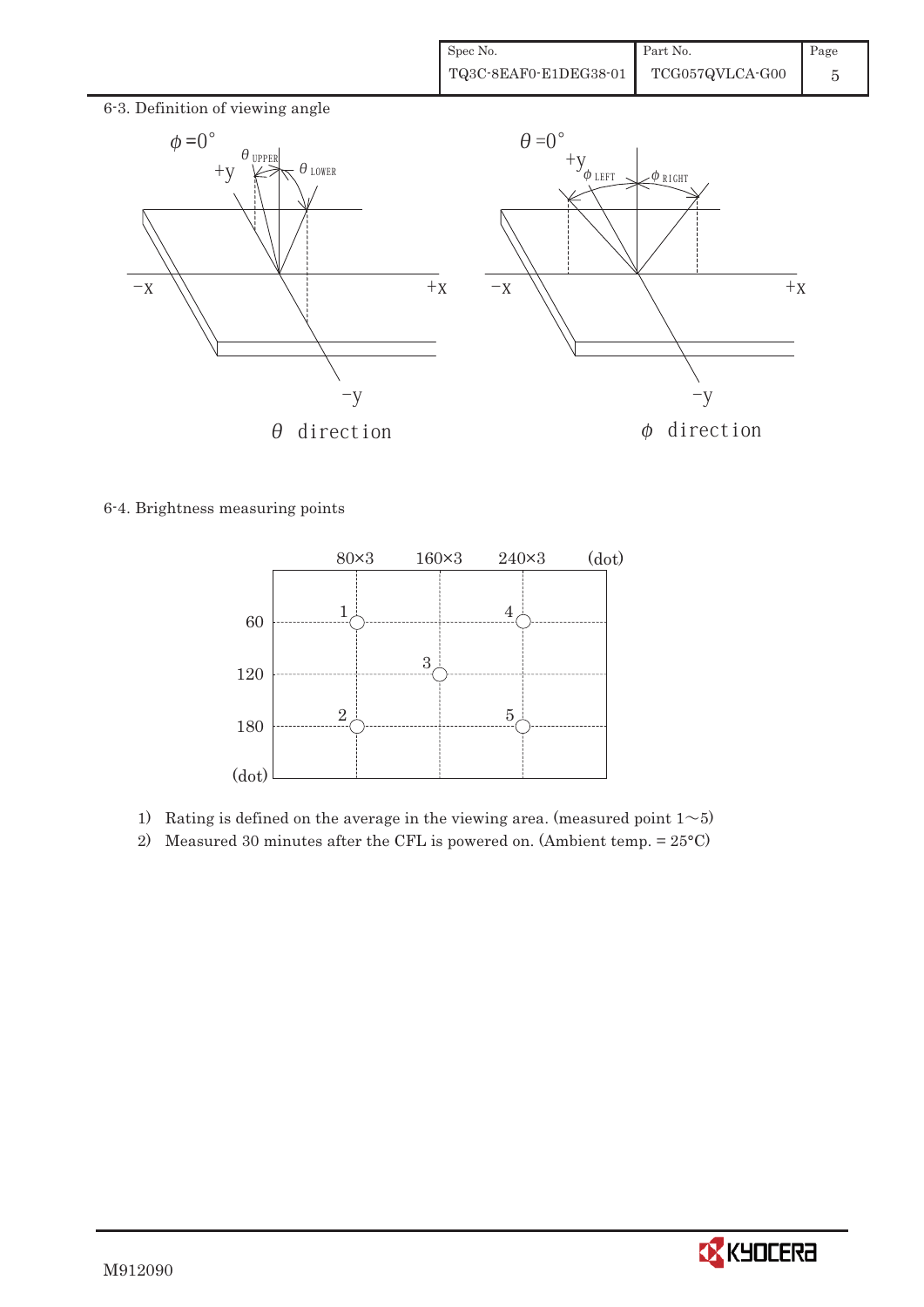## 6-3. Definition of viewing angle

$\phi = 0°$ — $\theta$ direction ($\theta_{UPPER}$, $\theta_{LOWER}$; +y, −y, −x, +x)

$\theta = 0°$ — $\phi$ direction ($\phi_{LEFT}$, $\phi_{RIGHT}$; +y, −y, −x, +x)

## 6-4. Brightness measuring points

| Point | x (dot) | y (dot) |
|---|---|---|
| 1 | 80×3 | 60 |
| 2 | 80×3 | 180 |
| 3 | 160×3 | 120 |
| 4 | 240×3 | 60 |
| 5 | 240×3 | 180 |

1) Rating is defined on the average in the viewing area. (measured point 1∼5)

2) Measured 30 minutes after the CFL is powered on. (Ambient temp. = 25°C)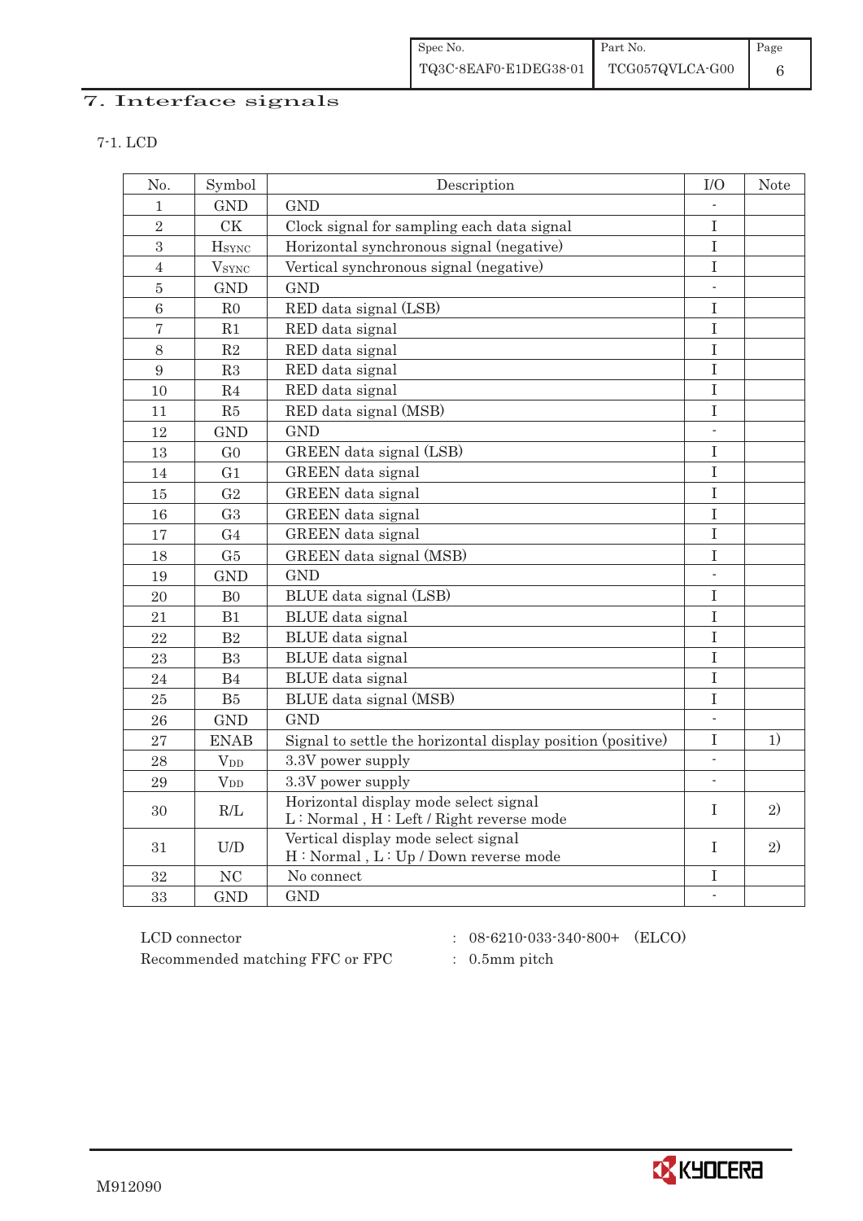# 7. Interface signals

## 7-1. LCD

| No. | Symbol | Description | I/O | Note |
|---|---|---|---|---|
| 1 | GND | GND | - | |
| 2 | CK | Clock signal for sampling each data signal | I | |
| 3 | $H_{SYNC}$ | Horizontal synchronous signal (negative) | I | |
| 4 | $V_{SYNC}$ | Vertical synchronous signal (negative) | I | |
| 5 | GND | GND | - | |
| 6 | R0 | RED data signal (LSB) | I | |
| 7 | R1 | RED data signal | I | |
| 8 | R2 | RED data signal | I | |
| 9 | R3 | RED data signal | I | |
| 10 | R4 | RED data signal | I | |
| 11 | R5 | RED data signal (MSB) | I | |
| 12 | GND | GND | - | |
| 13 | G0 | GREEN data signal (LSB) | I | |
| 14 | G1 | GREEN data signal | I | |
| 15 | G2 | GREEN data signal | I | |
| 16 | G3 | GREEN data signal | I | |
| 17 | G4 | GREEN data signal | I | |
| 18 | G5 | GREEN data signal (MSB) | I | |
| 19 | GND | GND | - | |
| 20 | B0 | BLUE data signal (LSB) | I | |
| 21 | B1 | BLUE data signal | I | |
| 22 | B2 | BLUE data signal | I | |
| 23 | B3 | BLUE data signal | I | |
| 24 | B4 | BLUE data signal | I | |
| 25 | B5 | BLUE data signal (MSB) | I | |
| 26 | GND | GND | - | |
| 27 | ENAB | Signal to settle the horizontal display position (positive) | I | 1) |
| 28 | $V_{DD}$ | 3.3V power supply | - | |
| 29 | $V_{DD}$ | 3.3V power supply | - | |
| 30 | R/L | Horizontal display mode select signal<br>L : Normal , H : Left / Right reverse mode | I | 2) |
| 31 | U/D | Vertical display mode select signal<br>H : Normal , L : Up / Down reverse mode | I | 2) |
| 32 | NC | No connect | I | |
| 33 | GND | GND | - | |

LCD connector : 08-6210-033-340-800+ (ELCO)

Recommended matching FFC or FPC : 0.5mm pitch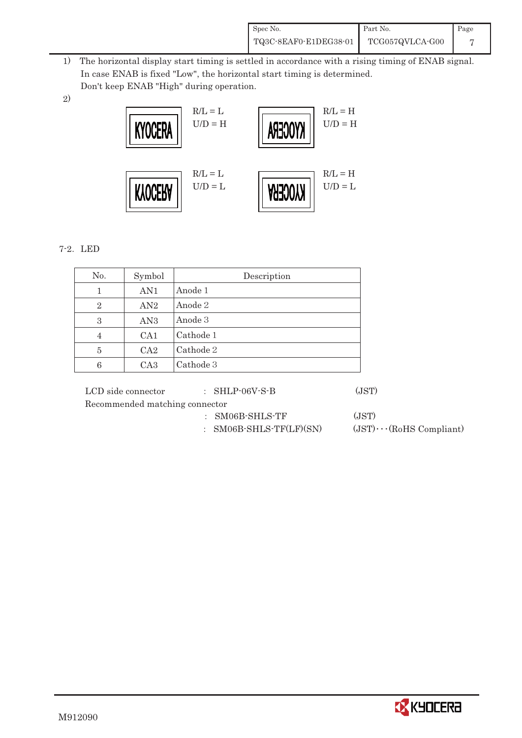1) The horizontal display start timing is settled in accordance with a rising timing of ENAB signal.
   In case ENAB is fixed "Low", the horizontal start timing is determined.
   Don't keep ENAB "High" during operation.

2)

| Display | Setting |
|---|---|
| KYOCERA (normal) | R/L = L, U/D = H |
| KYOCERA (mirrored left-right) | R/L = H, U/D = H |
| KYOCERA (flipped upside down) | R/L = L, U/D = L |
| KYOCERA (rotated 180°) | R/L = H, U/D = L |

7-2. LED

| No. | Symbol | Description |
|---|---|---|
| 1 | AN1 | Anode 1 |
| 2 | AN2 | Anode 2 |
| 3 | AN3 | Anode 3 |
| 4 | CA1 | Cathode 1 |
| 5 | CA2 | Cathode 2 |
| 6 | CA3 | Cathode 3 |

LCD side connector : SHLP-06V-S-B (JST)

Recommended matching connector
: SM06B-SHLS-TF (JST)
: SM06B-SHLS-TF(LF)(SN) (JST)···(RoHS Compliant)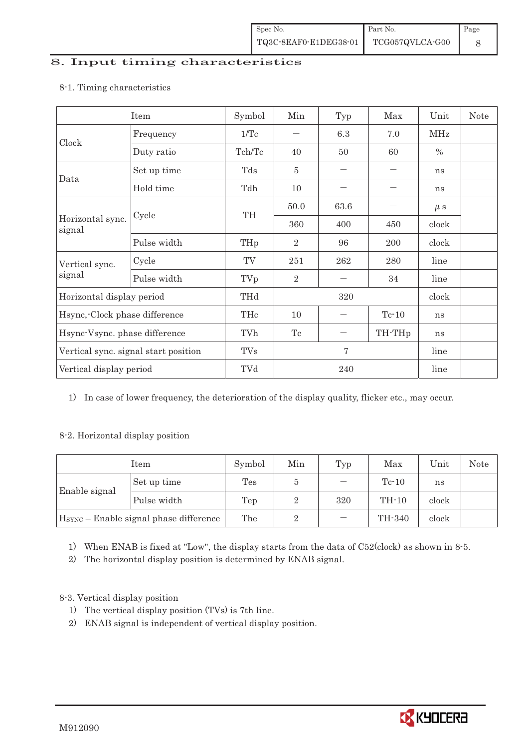## 8. Input timing characteristics

### 8-1. Timing characteristics

| Item | | Symbol | Min | Typ | Max | Unit | Note |
|---|---|---|---|---|---|---|---|
| Clock | Frequency | 1/Tc | － | 6.3 | 7.0 | MHz | |
| | Duty ratio | Tch/Tc | 40 | 50 | 60 | % | |
| Data | Set up time | Tds | 5 | － | － | ns | |
| | Hold time | Tdh | 10 | － | － | ns | |
| Horizontal sync. signal | Cycle | TH | 50.0 | 63.6 | － | μs | |
| | | | 360 | 400 | 450 | clock | |
| | Pulse width | THp | 2 | 96 | 200 | clock | |
| Vertical sync. signal | Cycle | TV | 251 | 262 | 280 | line | |
| | Pulse width | TVp | 2 | － | 34 | line | |
| Horizontal display period | | THd | | 320 | | clock | |
| Hsync,-Clock phase difference | | THc | 10 | － | Tc-10 | ns | |
| Hsync-Vsync. phase difference | | TVh | Tc | － | TH-THp | ns | |
| Vertical sync. signal start position | | TVs | | 7 | | line | |
| Vertical display period | | TVd | | 240 | | line | |

1) In case of lower frequency, the deterioration of the display quality, flicker etc., may occur.

### 8-2. Horizontal display position

| Item | | Symbol | Min | Typ | Max | Unit | Note |
|---|---|---|---|---|---|---|---|
| Enable signal | Set up time | Tes | 5 | － | Tc-10 | ns | |
| | Pulse width | Tep | 2 | 320 | TH-10 | clock | |
| $H_{SYNC}$ – Enable signal phase difference | | The | 2 | － | TH-340 | clock | |

1) When ENAB is fixed at "Low", the display starts from the data of C52(clock) as shown in 8-5.
2) The horizontal display position is determined by ENAB signal.

### 8-3. Vertical display position

1) The vertical display position (TVs) is 7th line.
2) ENAB signal is independent of vertical display position.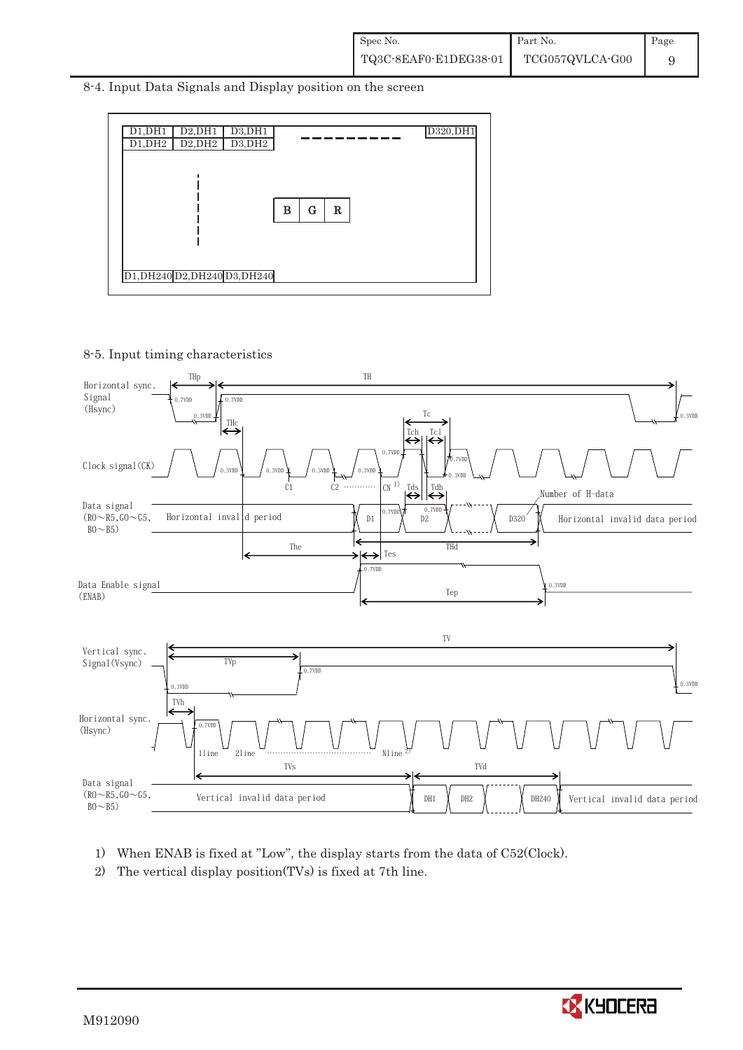## 8-4. Input Data Signals and Display position on the screen

| D1,DH1 | D2,DH1 | D3,DH1 | - - - - - - - - | D320,DH1 |
|---|---|---|---|---|
| D1,DH2 | D2,DH2 | D3,DH2 | | |
| ⋮ | | B G R | | |
| D1,DH240 | D2,DH240 | D3,DH240 | | |

## 8-5. Input timing characteristics

Horizontal sync. Signal (Hsync): THp, TH, THc, 0.7VDD, 0.3VDD

Clock signal(CK): Tc, Tch, Tcl, C1, C2, CN [1], 0.7VDD, 0.3VDD

Data signal (R0～R5,G0～G5, B0～B5): Horizontal invalid period, D1, D2, D320, Tds, Tdh, Number of H-data, Horizontal invalid data period, The, THd, Tes

Data Enable signal (ENAB): Tep, 0.7VDD, 0.3VDD

Vertical sync. Signal(Vsync): TV, TVp, 0.7VDD, 0.3VDD

Horizontal sync. (Hsync): TVh, 1line, 2line, Nline [2], 0.7VDD

Data signal (R0～R5,G0～G5, B0～B5): TVs, TVd, Vertical invalid data period, DH1, DH2, DH240, Vertical invalid data period

1) When ENAB is fixed at "Low", the display starts from the data of C52(Clock).
2) The vertical display position(TVs) is fixed at 7th line.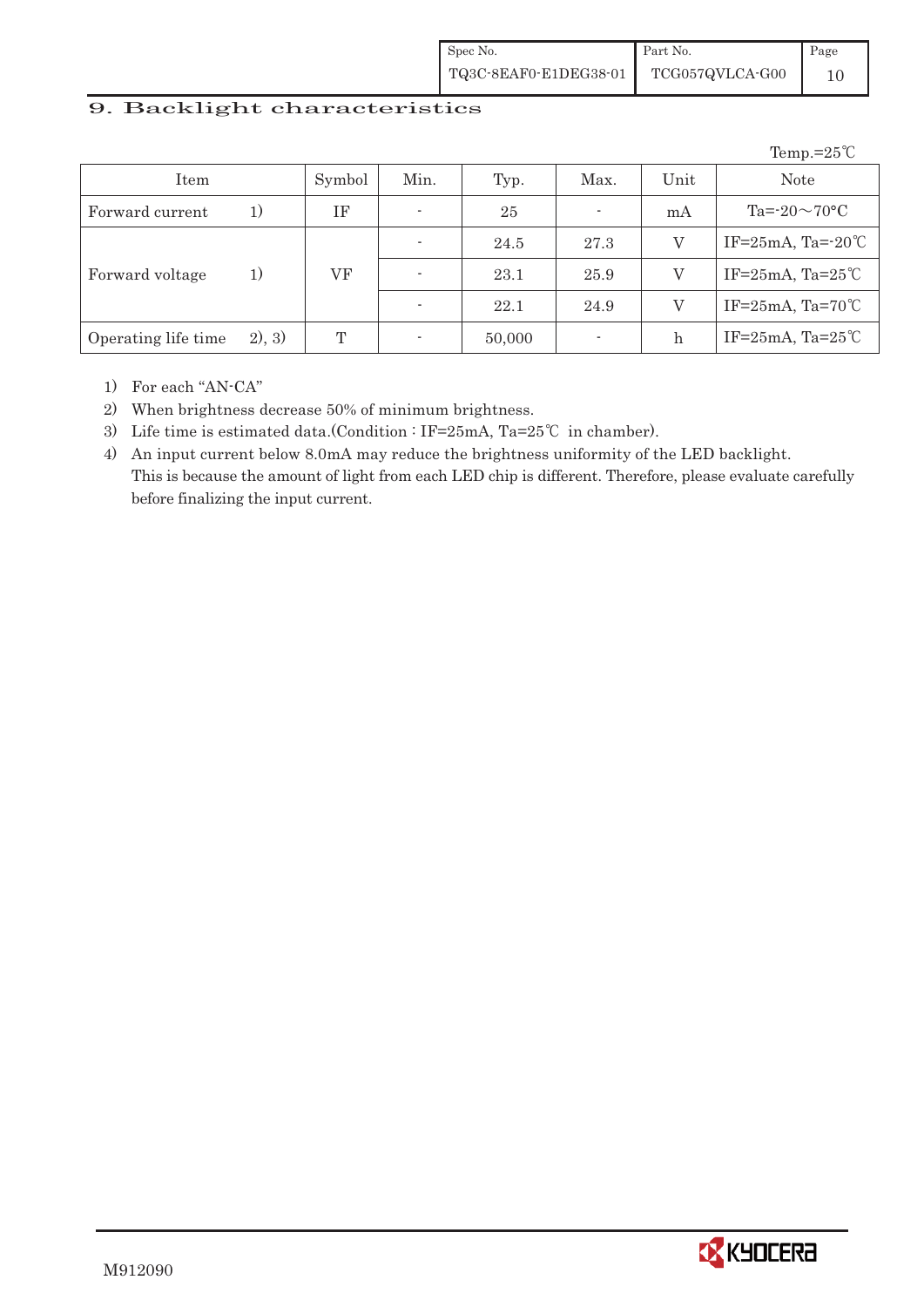## 9. Backlight characteristics

Temp.=25℃

| Item | | Symbol | Min. | Typ. | Max. | Unit | Note |
|---|---|---|---|---|---|---|---|
| Forward current | 1) | IF | - | 25 | - | mA | Ta=-20～70°C |
| Forward voltage | 1) | VF | - | 24.5 | 27.3 | V | IF=25mA, Ta=-20℃ |
| | | | - | 23.1 | 25.9 | V | IF=25mA, Ta=25℃ |
| | | | - | 22.1 | 24.9 | V | IF=25mA, Ta=70℃ |
| Operating life time | 2), 3) | T | - | 50,000 | - | h | IF=25mA, Ta=25℃ |

1) For each "AN-CA"
2) When brightness decrease 50% of minimum brightness.
3) Life time is estimated data.(Condition : IF=25mA, Ta=25℃ in chamber).
4) An input current below 8.0mA may reduce the brightness uniformity of the LED backlight. This is because the amount of light from each LED chip is different. Therefore, please evaluate carefully before finalizing the input current.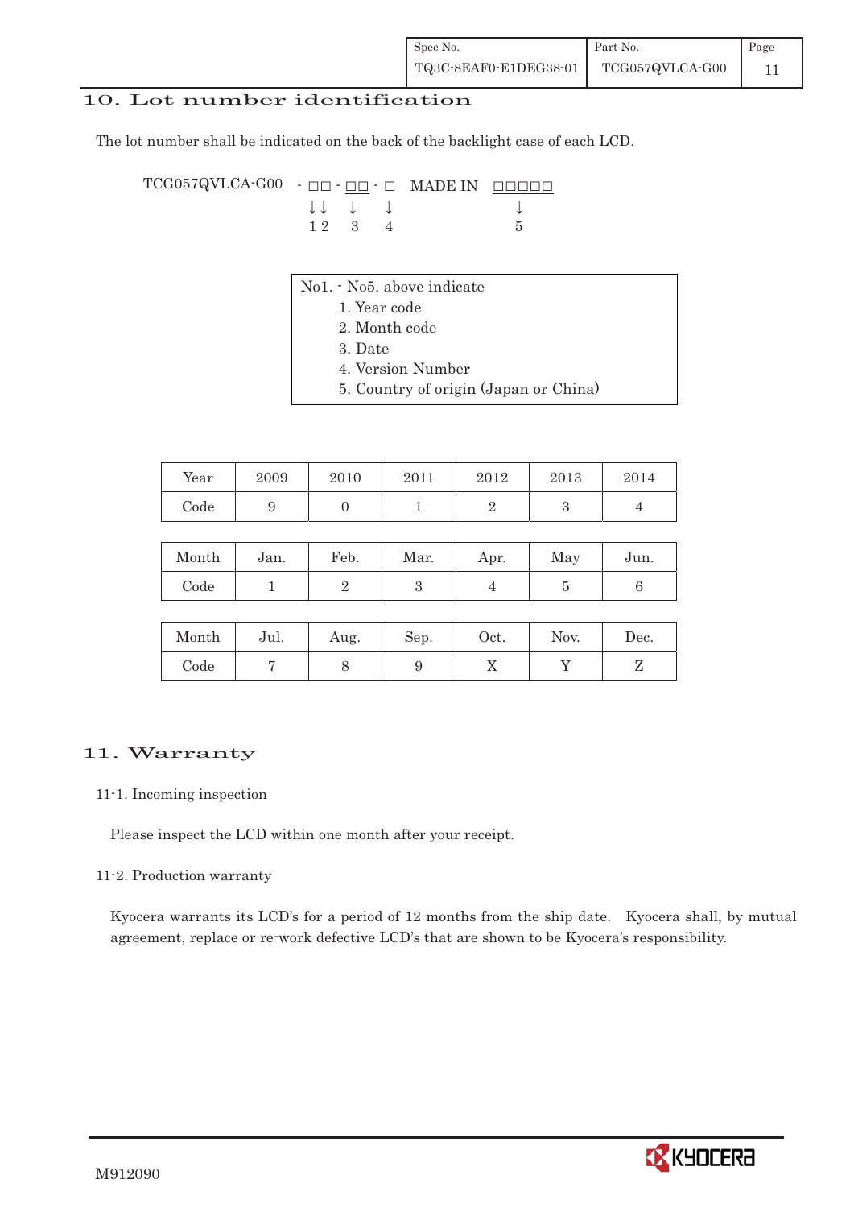## 10. Lot number identification

The lot number shall be indicated on the back of the backlight case of each LCD.

```
TCG057QVLCA-G00  - □□ - □□ - □   MADE IN  □□□□□
                   ↓↓   ↓    ↓               ↓
                   1 2   3    4               5
```

No1. - No5. above indicate

1. Year code
2. Month code
3. Date
4. Version Number
5. Country of origin (Japan or China)

| Year | 2009 | 2010 | 2011 | 2012 | 2013 | 2014 |
|---|---|---|---|---|---|---|
| Code | 9 | 0 | 1 | 2 | 3 | 4 |

| Month | Jan. | Feb. | Mar. | Apr. | May | Jun. |
|---|---|---|---|---|---|---|
| Code | 1 | 2 | 3 | 4 | 5 | 6 |

| Month | Jul. | Aug. | Sep. | Oct. | Nov. | Dec. |
|---|---|---|---|---|---|---|
| Code | 7 | 8 | 9 | X | Y | Z |

## 11. Warranty

11-1. Incoming inspection

Please inspect the LCD within one month after your receipt.

11-2. Production warranty

Kyocera warrants its LCD's for a period of 12 months from the ship date. Kyocera shall, by mutual agreement, replace or re-work defective LCD's that are shown to be Kyocera's responsibility.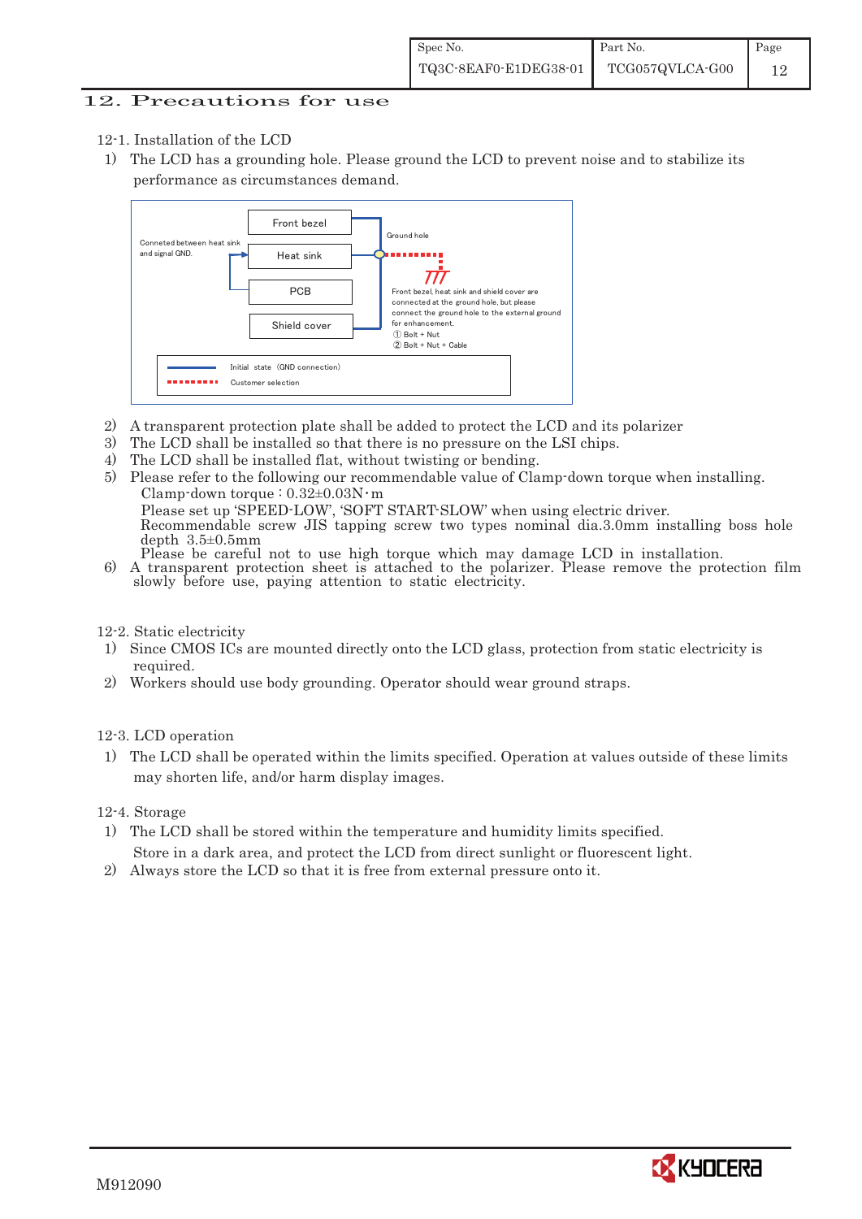## 12. Precautions for use

12-1. Installation of the LCD

1) The LCD has a grounding hole. Please ground the LCD to prevent noise and to stabilize its performance as circumstances demand.

Front bezel
Heat sink
PCB
Shield cover

Conneted between heat sink and signal GND.

Ground hole

Front bezel, heat sink and shield cover are connected at the ground hole, but please connect the ground hole to the external ground for enhancement.
① Bolt + Nut
② Bolt + Nut + Cable

Initial state (GND connection)
Customer selection

2) A transparent protection plate shall be added to protect the LCD and its polarizer
3) The LCD shall be installed so that there is no pressure on the LSI chips.
4) The LCD shall be installed flat, without twisting or bending.
5) Please refer to the following our recommendable value of Clamp-down torque when installing.
   Clamp-down torque : 0.32±0.03N・m
   Please set up 'SPEED-LOW', 'SOFT START-SLOW' when using electric driver.
   Recommendable screw JIS tapping screw two types nominal dia.3.0mm installing boss hole depth 3.5±0.5mm
   Please be careful not to use high torque which may damage LCD in installation.
6) A transparent protection sheet is attached to the polarizer. Please remove the protection film slowly before use, paying attention to static electricity.

12-2. Static electricity

1) Since CMOS ICs are mounted directly onto the LCD glass, protection from static electricity is required.
2) Workers should use body grounding. Operator should wear ground straps.

12-3. LCD operation

1) The LCD shall be operated within the limits specified. Operation at values outside of these limits may shorten life, and/or harm display images.

12-4. Storage

1) The LCD shall be stored within the temperature and humidity limits specified.
   Store in a dark area, and protect the LCD from direct sunlight or fluorescent light.
2) Always store the LCD so that it is free from external pressure onto it.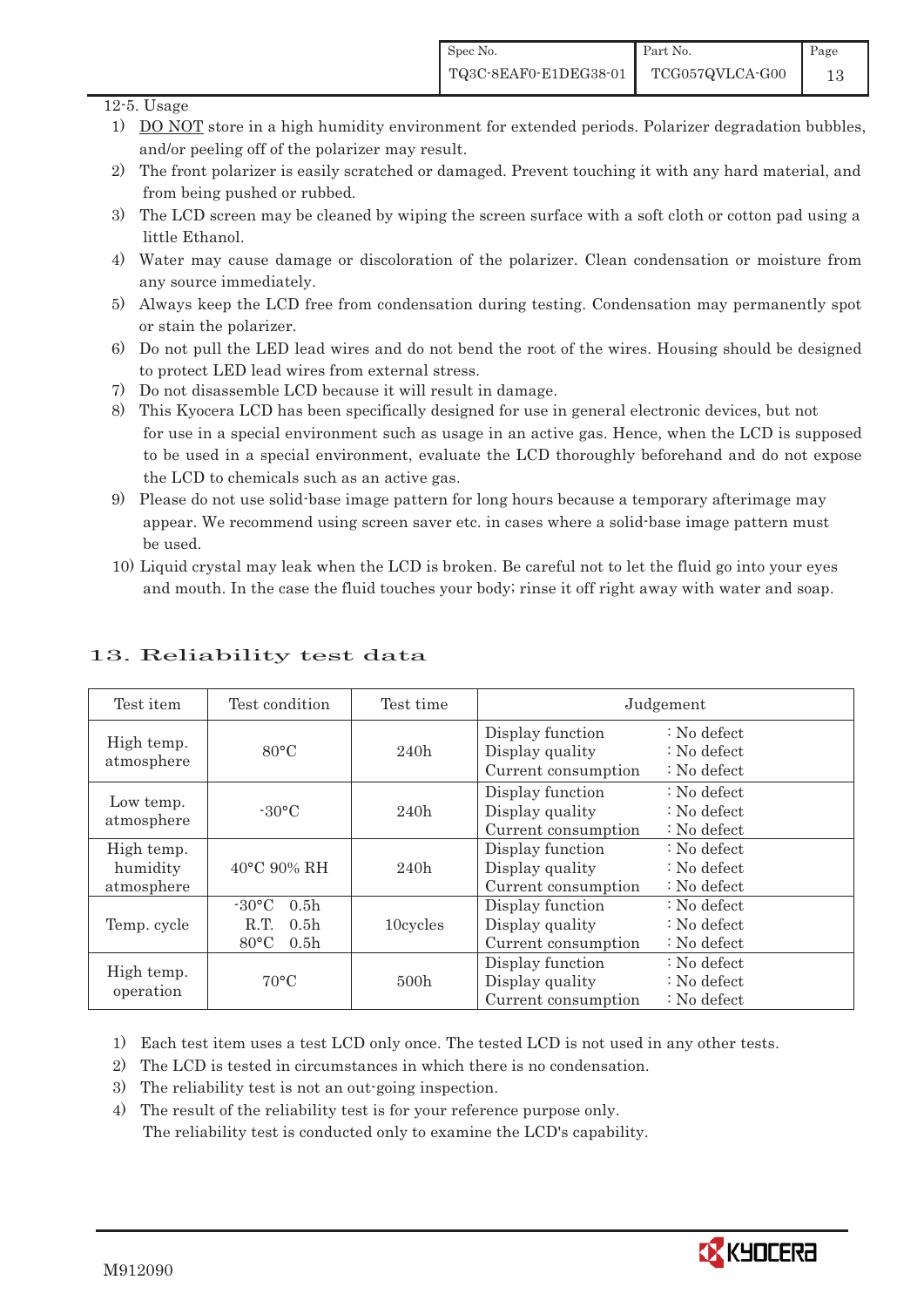12-5. Usage

1) DO NOT store in a high humidity environment for extended periods. Polarizer degradation bubbles, and/or peeling off of the polarizer may result.
2) The front polarizer is easily scratched or damaged. Prevent touching it with any hard material, and from being pushed or rubbed.
3) The LCD screen may be cleaned by wiping the screen surface with a soft cloth or cotton pad using a little Ethanol.
4) Water may cause damage or discoloration of the polarizer. Clean condensation or moisture from any source immediately.
5) Always keep the LCD free from condensation during testing. Condensation may permanently spot or stain the polarizer.
6) Do not pull the LED lead wires and do not bend the root of the wires. Housing should be designed to protect LED lead wires from external stress.
7) Do not disassemble LCD because it will result in damage.
8) This Kyocera LCD has been specifically designed for use in general electronic devices, but not for use in a special environment such as usage in an active gas. Hence, when the LCD is supposed to be used in a special environment, evaluate the LCD thoroughly beforehand and do not expose the LCD to chemicals such as an active gas.
9) Please do not use solid-base image pattern for long hours because a temporary afterimage may appear. We recommend using screen saver etc. in cases where a solid-base image pattern must be used.
10) Liquid crystal may leak when the LCD is broken. Be careful not to let the fluid go into your eyes and mouth. In the case the fluid touches your body; rinse it off right away with water and soap.

## 13. Reliability test data

| Test item | Test condition | Test time | Judgement |
|---|---|---|---|
| High temp. atmosphere | 80°C | 240h | Display function : No defect<br>Display quality : No defect<br>Current consumption : No defect |
| Low temp. atmosphere | -30°C | 240h | Display function : No defect<br>Display quality : No defect<br>Current consumption : No defect |
| High temp. humidity atmosphere | 40°C 90% RH | 240h | Display function : No defect<br>Display quality : No defect<br>Current consumption : No defect |
| Temp. cycle | -30°C 0.5h<br>R.T. 0.5h<br>80°C 0.5h | 10cycles | Display function : No defect<br>Display quality : No defect<br>Current consumption : No defect |
| High temp. operation | 70°C | 500h | Display function : No defect<br>Display quality : No defect<br>Current consumption : No defect |

1) Each test item uses a test LCD only once. The tested LCD is not used in any other tests.
2) The LCD is tested in circumstances in which there is no condensation.
3) The reliability test is not an out-going inspection.
4) The result of the reliability test is for your reference purpose only. The reliability test is conducted only to examine the LCD's capability.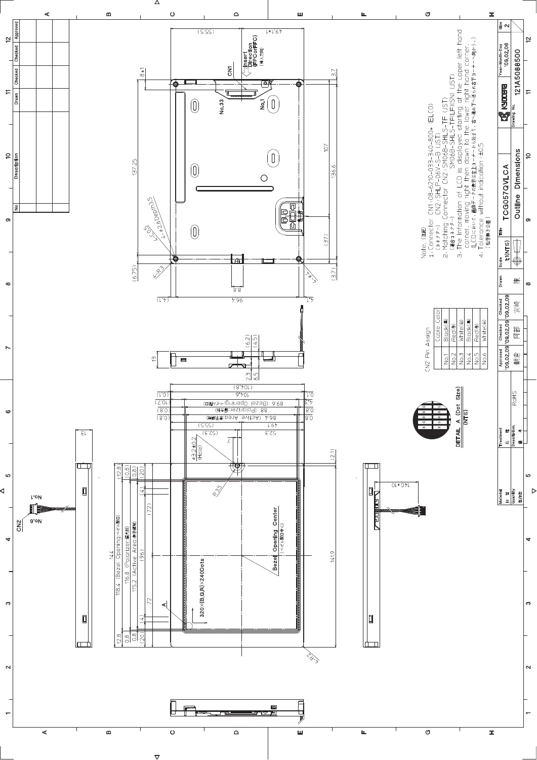Note (注記)

1. Connector CN1: 08-6210-033-340-800+ (ELCO)
   (コネクター) CN2: SHLP-06V-S-B (JST)
2. Matching Connector CN2: SM06B-SHLS-TF (JST)
   (適合コネクター) SM06B-SHLS-TF(LF)(SN) (JST)
3. The Information of LCD is displayed starting at the upper left hand corner, moving right then down to the lower right hand corner.
   (LCDにおいて、画像データの表示は左上コーナーから始まり、右へ進み下へ進んで右下コーナーへ向かう。)
4. Tolerance without indication: ±0.5
   (指示無き公差)

CN2 Pin Assign

| | Cable Color |
|---|---|
| No.1 | Black(黒) |
| No.2 | Red(赤) |
| No.3 | White(白) |
| No.4 | Black(黒) |
| No.5 | Red(赤) |
| No.6 | White(白) |

DETAIL A (Dot Size) (NTS)

320×(B,G,R)×240Dots

Bezel Opening Center (ベゼル開口中心)

CN1 Insert Direction (FPCorFFC) (挿入方向)

| Treatment 処理 | Approved | Checked | Checked | Drawn | Scale | Title | Year-Month-Day | Size |
|---|---|---|---|---|---|---|---|---|
| Description 備考 RoHS | '09,02,09 | '09,02,09 | '09,02,09 | | 1:1(NTS) | TCG057QVLCA Outline Dimensions | '09,02,06 | 2 |
| | 朝倉 | 阿部 | 宮崎 | 陳 | | Drawing No. 121A5088500 | | |

KYOCERA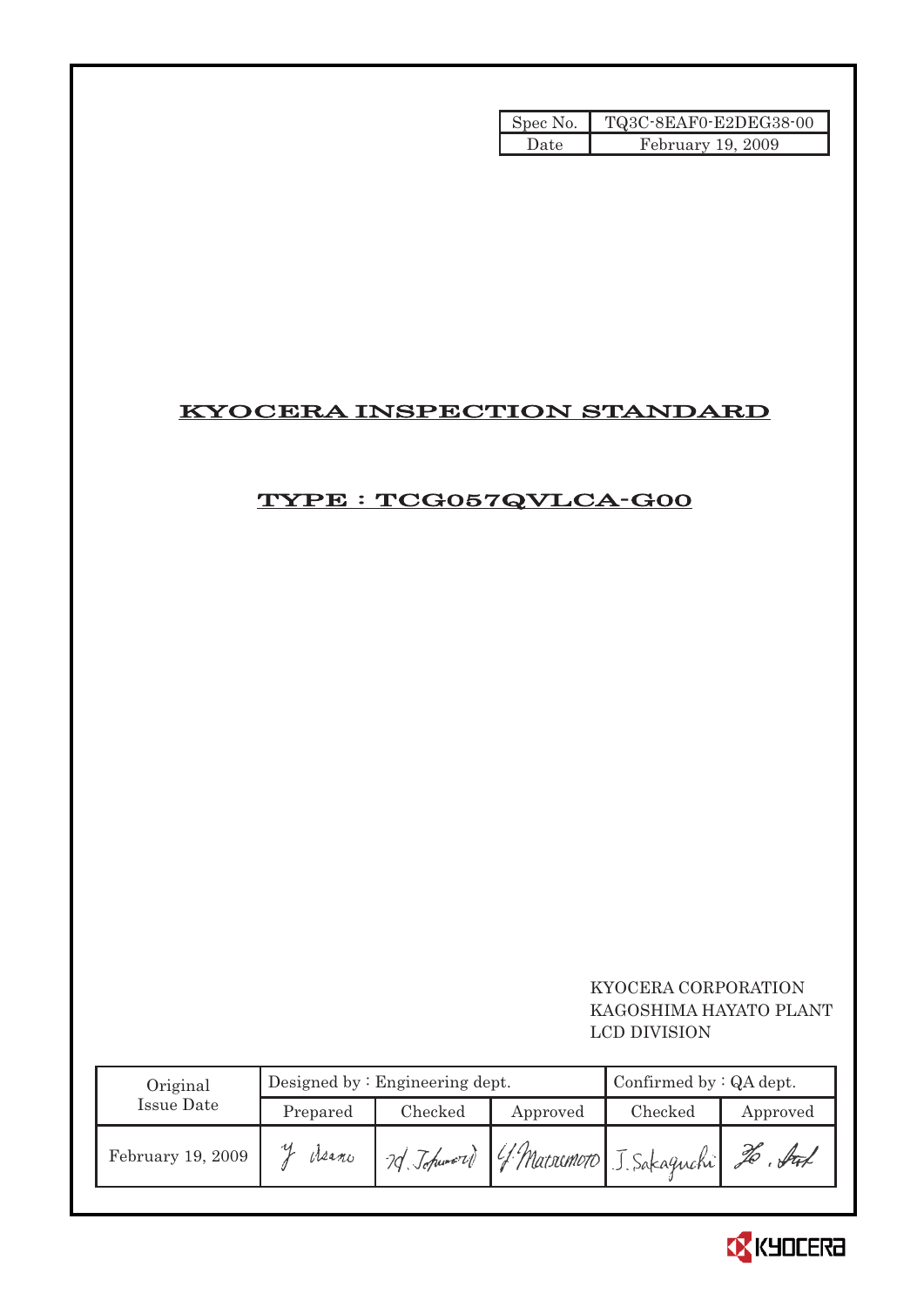| Spec No. | TQ3C-8EAF0-E2DEG38-00 |
| --- | --- |
| Date | February 19, 2009 |

# KYOCERA INSPECTION STANDARD

## TYPE : TCG057QVLCA-G00

KYOCERA CORPORATION
KAGOSHIMA HAYATO PLANT
LCD DIVISION

| Original Issue Date | Designed by : Engineering dept. | | | Confirmed by : QA dept. | |
| --- | --- | --- | --- | --- | --- |
| | Prepared | Checked | Approved | Checked | Approved |
| February 19, 2009 | Y. Asano | H. Tohmori | Y. Matsumoto | J. Sakaguchi | |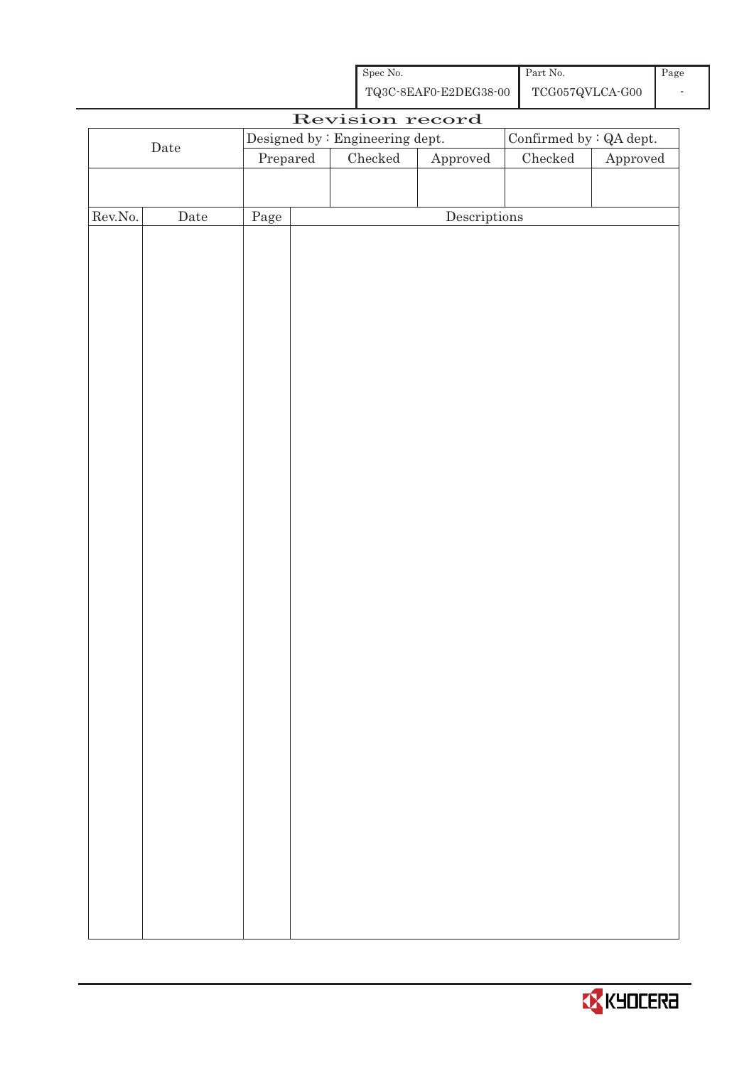| Spec No. | Part No. | Page |
|---|---|---|
| TQ3C-8EAF0-E2DEG38-00 | TCG057QVLCA-G00 | - |

# Revision record

| Date | Designed by : Engineering dept. | | | Confirmed by : QA dept. | |
|---|---|---|---|---|---|
| | Prepared | Checked | Approved | Checked | Approved |
| | | | | | |

| Rev.No. | Date | Page | Descriptions |
|---|---|---|---|
| | | | |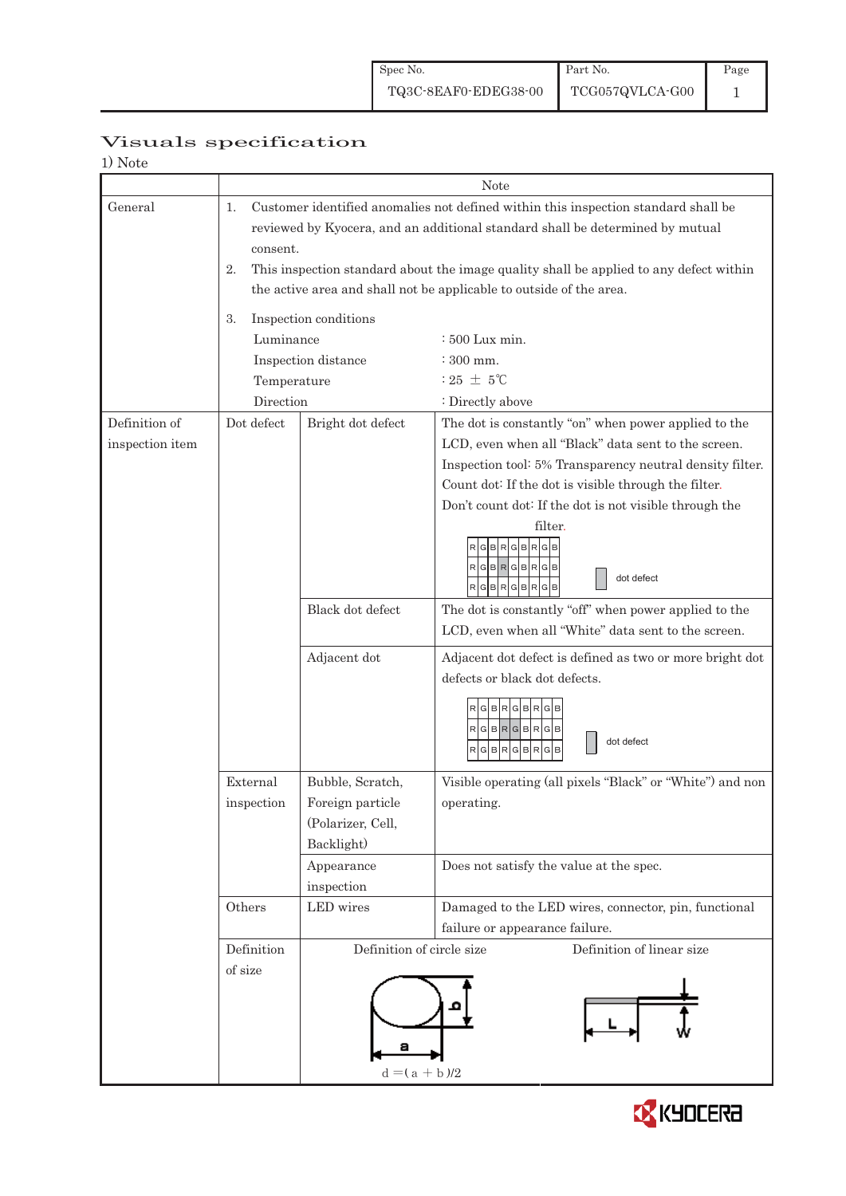## Visuals specification

1) Note

| | Note | | |
|---|---|---|---|
| General | 1. Customer identified anomalies not defined within this inspection standard shall be reviewed by Kyocera, and an additional standard shall be determined by mutual consent.<br>2. This inspection standard about the image quality shall be applied to any defect within the active area and shall not be applicable to outside of the area.<br>3. Inspection conditions<br>Luminance : 500 Lux min.<br>Inspection distance : 300 mm.<br>Temperature : 25 ± 5℃<br>Direction : Directly above | | |
| Definition of inspection item | Dot defect | Bright dot defect | The dot is constantly "on" when power applied to the LCD, even when all "Black" data sent to the screen.<br>Inspection tool: 5% Transparency neutral density filter.<br>Count dot: If the dot is visible through the filter.<br>Don't count dot: If the dot is not visible through the filter.<br>R G B R G B R G B / R G B R G B R G B / R G B R G B R G B — dot defect |
| | | Black dot defect | The dot is constantly "off" when power applied to the LCD, even when all "White" data sent to the screen. |
| | | Adjacent dot | Adjacent dot defect is defined as two or more bright dot defects or black dot defects.<br>R G B R G B R G B / R G B R G B R G B / R G B R G B R G B — dot defect |
| | External inspection | Bubble, Scratch, Foreign particle (Polarizer, Cell, Backlight) | Visible operating (all pixels "Black" or "White") and non operating. |
| | | Appearance inspection | Does not satisfy the value at the spec. |
| | Others | LED wires | Damaged to the LED wires, connector, pin, functional failure or appearance failure. |
| | Definition of size | Definition of circle size<br>a, b<br>$d = (a + b)/2$ | Definition of linear size<br>L, W |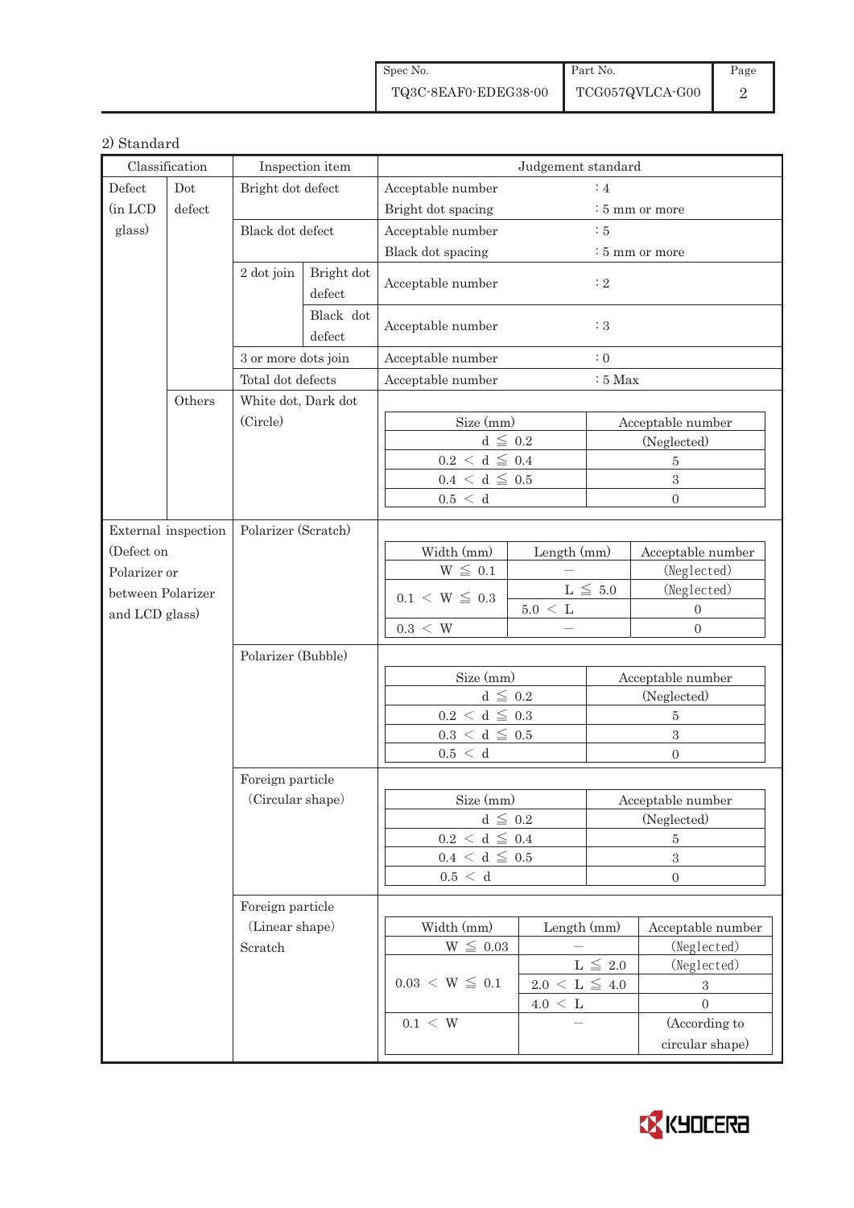2) Standard

| Classification | | Inspection item | | Judgement standard |
|---|---|---|---|---|
| Defect (in LCD glass) | Dot defect | Bright dot defect | | Acceptable number : 4<br>Bright dot spacing : 5 mm or more |
| | | Black dot defect | | Acceptable number : 5<br>Black dot spacing : 5 mm or more |
| | | 2 dot join | Bright dot defect | Acceptable number : 2 |
| | | | Black dot defect | Acceptable number : 3 |
| | | 3 or more dots join | | Acceptable number : 0 |
| | | Total dot defects | | Acceptable number : 5 Max |
| | Others | White dot, Dark dot (Circle) | | See table below |

White dot, Dark dot (Circle):

| Size (mm) | Acceptable number |
|---|---|
| $d \leqq 0.2$ | (Neglected) |
| $0.2 < d \leqq 0.4$ | 5 |
| $0.4 < d \leqq 0.5$ | 3 |
| $0.5 < d$ | 0 |

External inspection (Defect on Polarizer or between Polarizer and LCD glass)

Polarizer (Scratch):

| Width (mm) | Length (mm) | Acceptable number |
|---|---|---|
| $W \leqq 0.1$ | — | (Neglected) |
| $0.1 < W \leqq 0.3$ | $L \leqq 5.0$ | (Neglected) |
| | $5.0 < L$ | 0 |
| $0.3 < W$ | — | 0 |

Polarizer (Bubble):

| Size (mm) | Acceptable number |
|---|---|
| $d \leqq 0.2$ | (Neglected) |
| $0.2 < d \leqq 0.3$ | 5 |
| $0.3 < d \leqq 0.5$ | 3 |
| $0.5 < d$ | 0 |

Foreign particle (Circular shape):

| Size (mm) | Acceptable number |
|---|---|
| $d \leqq 0.2$ | (Neglected) |
| $0.2 < d \leqq 0.4$ | 5 |
| $0.4 < d \leqq 0.5$ | 3 |
| $0.5 < d$ | 0 |

Foreign particle (Linear shape) Scratch:

| Width (mm) | Length (mm) | Acceptable number |
|---|---|---|
| $W \leqq 0.03$ | — | (Neglected) |
| $0.03 < W \leqq 0.1$ | $L \leqq 2.0$ | (Neglected) |
| | $2.0 < L \leqq 4.0$ | 3 |
| | $4.0 < L$ | 0 |
| $0.1 < W$ | — | (According to circular shape) |